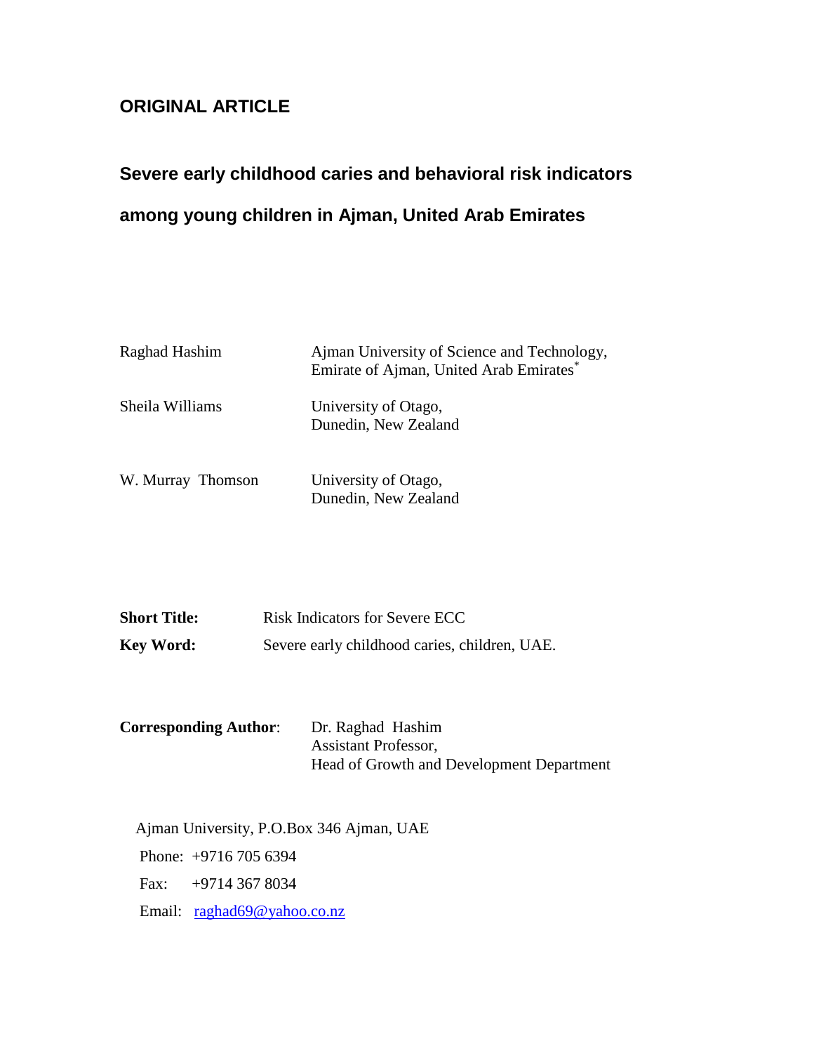**ORIGINAL ARTICLE**

# Severe early childhood caries and behavioral risk indicators among young children in Ajman, United Arab Emirates

Raghad Hashim — Ajman University of Science and Technology, Emirate of Ajman, United Arab Emirates*

Sheila Williams — University of Otago, Dunedin, New Zealand

W. Murray Thomson — University of Otago, Dunedin, New Zealand

**Short Title:** Risk Indicators for Severe ECC

**Key Word:** Severe early childhood caries, children, UAE.

**Corresponding Author**: Dr. Raghad Hashim
Assistant Professor,
Head of Growth and Development Department

Ajman University, P.O.Box 346 Ajman, UAE

Phone: +9716 705 6394

Fax: +9714 367 8034

Email: raghad69@yahoo.co.nz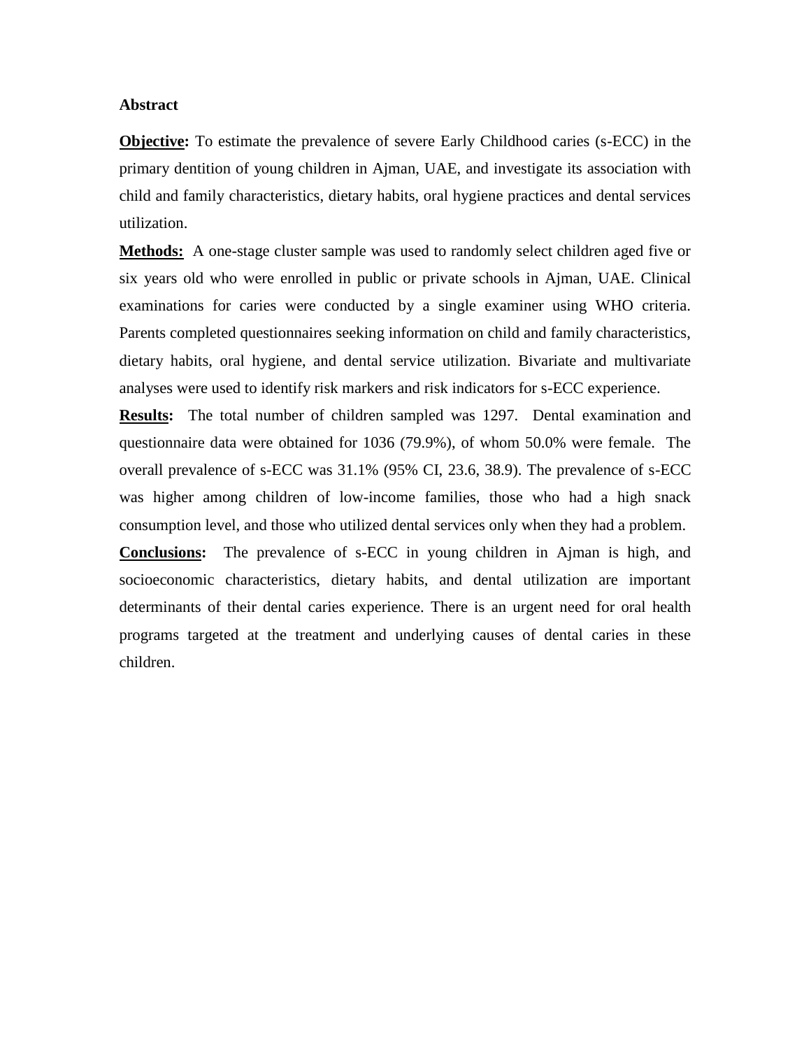## Abstract

**Objective:** To estimate the prevalence of severe Early Childhood caries (s-ECC) in the primary dentition of young children in Ajman, UAE, and investigate its association with child and family characteristics, dietary habits, oral hygiene practices and dental services utilization.

**Methods:** A one-stage cluster sample was used to randomly select children aged five or six years old who were enrolled in public or private schools in Ajman, UAE. Clinical examinations for caries were conducted by a single examiner using WHO criteria. Parents completed questionnaires seeking information on child and family characteristics, dietary habits, oral hygiene, and dental service utilization. Bivariate and multivariate analyses were used to identify risk markers and risk indicators for s-ECC experience.

**Results:** The total number of children sampled was 1297. Dental examination and questionnaire data were obtained for 1036 (79.9%), of whom 50.0% were female. The overall prevalence of s-ECC was 31.1% (95% CI, 23.6, 38.9). The prevalence of s-ECC was higher among children of low-income families, those who had a high snack consumption level, and those who utilized dental services only when they had a problem.

**Conclusions:** The prevalence of s-ECC in young children in Ajman is high, and socioeconomic characteristics, dietary habits, and dental utilization are important determinants of their dental caries experience. There is an urgent need for oral health programs targeted at the treatment and underlying causes of dental caries in these children.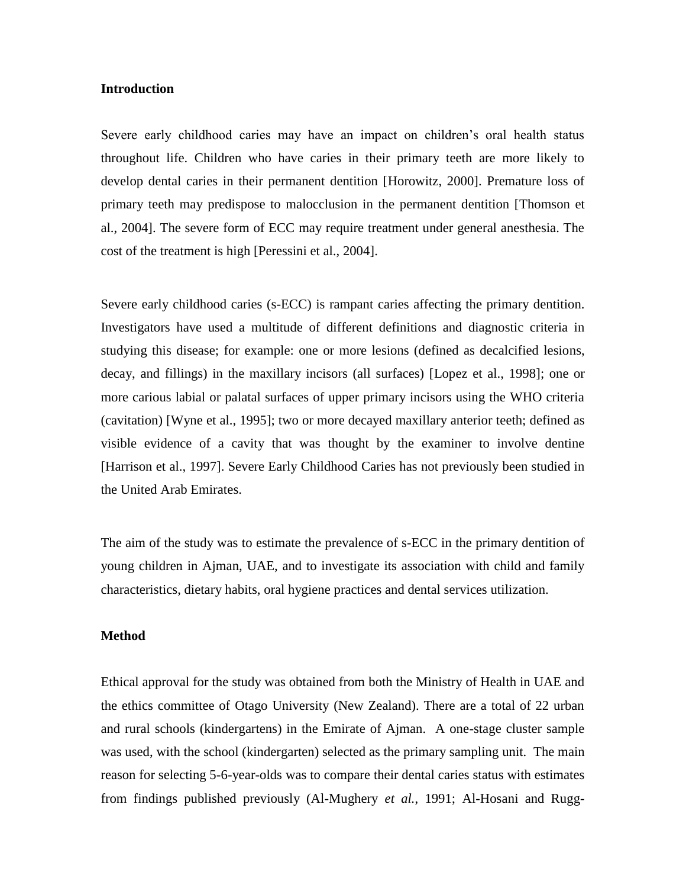## Introduction

Severe early childhood caries may have an impact on children's oral health status throughout life. Children who have caries in their primary teeth are more likely to develop dental caries in their permanent dentition [Horowitz, 2000]. Premature loss of primary teeth may predispose to malocclusion in the permanent dentition [Thomson et al., 2004]. The severe form of ECC may require treatment under general anesthesia. The cost of the treatment is high [Peressini et al., 2004].

Severe early childhood caries (s-ECC) is rampant caries affecting the primary dentition. Investigators have used a multitude of different definitions and diagnostic criteria in studying this disease; for example: one or more lesions (defined as decalcified lesions, decay, and fillings) in the maxillary incisors (all surfaces) [Lopez et al., 1998]; one or more carious labial or palatal surfaces of upper primary incisors using the WHO criteria (cavitation) [Wyne et al., 1995]; two or more decayed maxillary anterior teeth; defined as visible evidence of a cavity that was thought by the examiner to involve dentine [Harrison et al., 1997]. Severe Early Childhood Caries has not previously been studied in the United Arab Emirates.

The aim of the study was to estimate the prevalence of s-ECC in the primary dentition of young children in Ajman, UAE, and to investigate its association with child and family characteristics, dietary habits, oral hygiene practices and dental services utilization.

## Method

Ethical approval for the study was obtained from both the Ministry of Health in UAE and the ethics committee of Otago University (New Zealand). There are a total of 22 urban and rural schools (kindergartens) in the Emirate of Ajman. A one-stage cluster sample was used, with the school (kindergarten) selected as the primary sampling unit. The main reason for selecting 5-6-year-olds was to compare their dental caries status with estimates from findings published previously (Al-Mughery *et al.*, 1991; Al-Hosani and Rugg-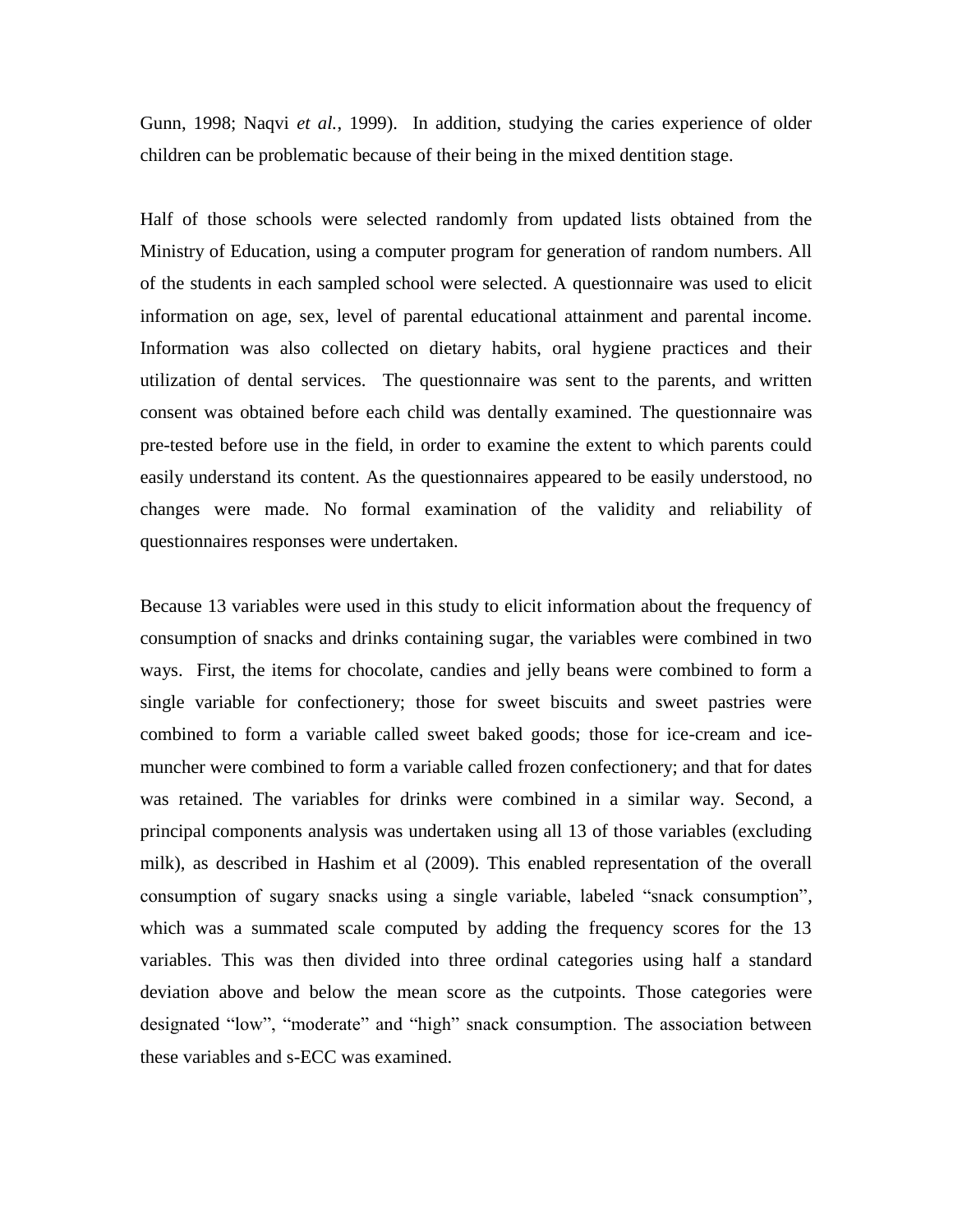Gunn, 1998; Naqvi *et al.*, 1999). In addition, studying the caries experience of older children can be problematic because of their being in the mixed dentition stage.

Half of those schools were selected randomly from updated lists obtained from the Ministry of Education, using a computer program for generation of random numbers. All of the students in each sampled school were selected. A questionnaire was used to elicit information on age, sex, level of parental educational attainment and parental income. Information was also collected on dietary habits, oral hygiene practices and their utilization of dental services. The questionnaire was sent to the parents, and written consent was obtained before each child was dentally examined. The questionnaire was pre-tested before use in the field, in order to examine the extent to which parents could easily understand its content. As the questionnaires appeared to be easily understood, no changes were made. No formal examination of the validity and reliability of questionnaires responses were undertaken.

Because 13 variables were used in this study to elicit information about the frequency of consumption of snacks and drinks containing sugar, the variables were combined in two ways. First, the items for chocolate, candies and jelly beans were combined to form a single variable for confectionery; those for sweet biscuits and sweet pastries were combined to form a variable called sweet baked goods; those for ice-cream and ice-muncher were combined to form a variable called frozen confectionery; and that for dates was retained. The variables for drinks were combined in a similar way. Second, a principal components analysis was undertaken using all 13 of those variables (excluding milk), as described in Hashim et al (2009). This enabled representation of the overall consumption of sugary snacks using a single variable, labeled "snack consumption", which was a summated scale computed by adding the frequency scores for the 13 variables. This was then divided into three ordinal categories using half a standard deviation above and below the mean score as the cutpoints. Those categories were designated "low", "moderate" and "high" snack consumption. The association between these variables and s-ECC was examined.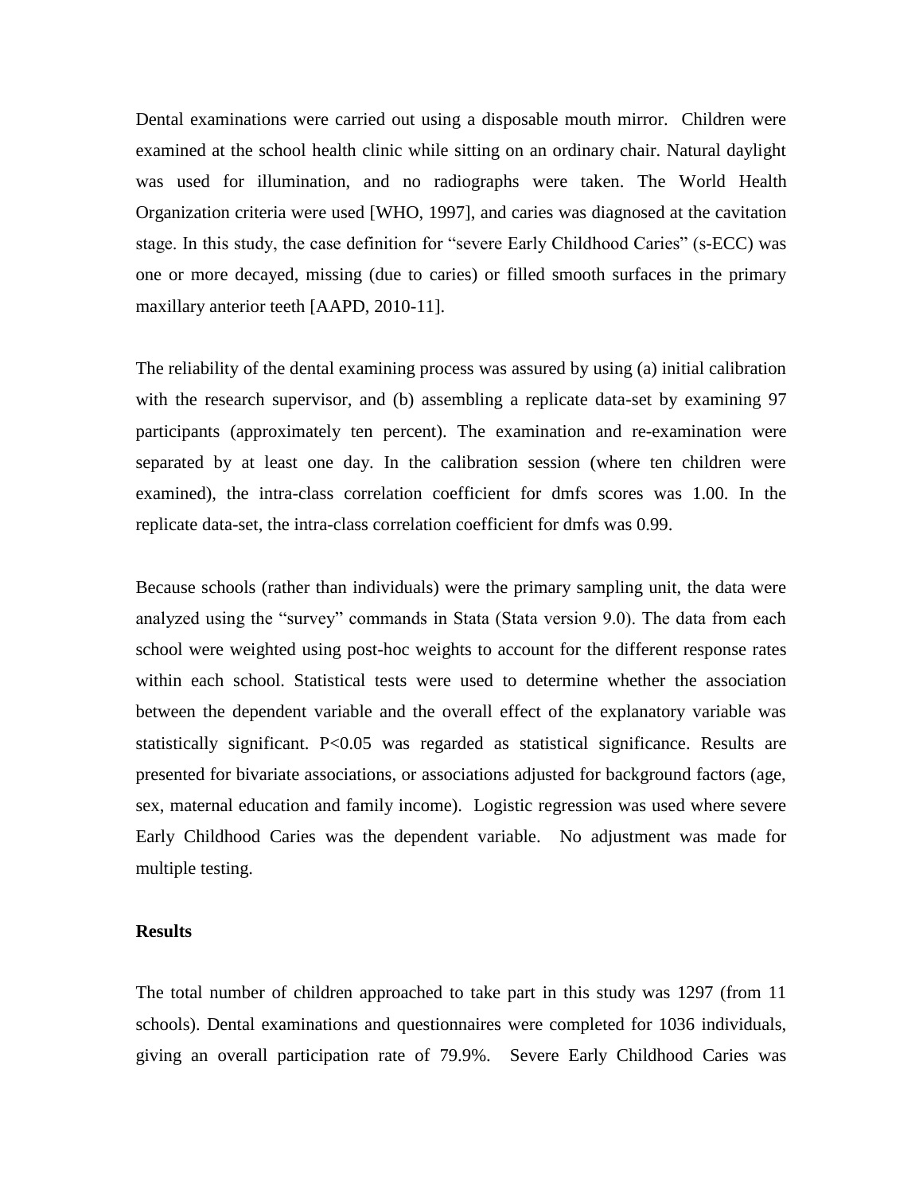Dental examinations were carried out using a disposable mouth mirror. Children were examined at the school health clinic while sitting on an ordinary chair. Natural daylight was used for illumination, and no radiographs were taken. The World Health Organization criteria were used [WHO, 1997], and caries was diagnosed at the cavitation stage. In this study, the case definition for "severe Early Childhood Caries" (s-ECC) was one or more decayed, missing (due to caries) or filled smooth surfaces in the primary maxillary anterior teeth [AAPD, 2010-11].

The reliability of the dental examining process was assured by using (a) initial calibration with the research supervisor, and (b) assembling a replicate data-set by examining 97 participants (approximately ten percent). The examination and re-examination were separated by at least one day. In the calibration session (where ten children were examined), the intra-class correlation coefficient for dmfs scores was 1.00. In the replicate data-set, the intra-class correlation coefficient for dmfs was 0.99.

Because schools (rather than individuals) were the primary sampling unit, the data were analyzed using the "survey" commands in Stata (Stata version 9.0). The data from each school were weighted using post-hoc weights to account for the different response rates within each school. Statistical tests were used to determine whether the association between the dependent variable and the overall effect of the explanatory variable was statistically significant. $P<0.05$ was regarded as statistical significance. Results are presented for bivariate associations, or associations adjusted for background factors (age, sex, maternal education and family income). Logistic regression was used where severe Early Childhood Caries was the dependent variable. No adjustment was made for multiple testing.

### Results

The total number of children approached to take part in this study was 1297 (from 11 schools). Dental examinations and questionnaires were completed for 1036 individuals, giving an overall participation rate of 79.9%. Severe Early Childhood Caries was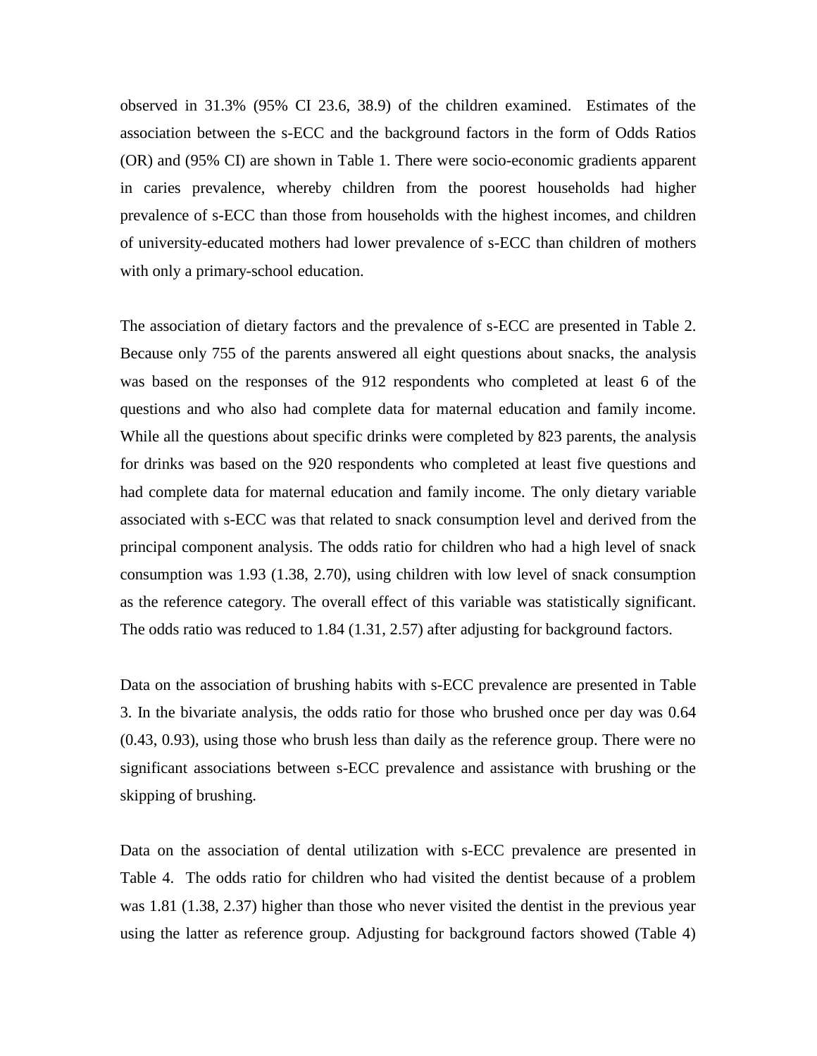observed in 31.3% (95% CI 23.6, 38.9) of the children examined. Estimates of the association between the s-ECC and the background factors in the form of Odds Ratios (OR) and (95% CI) are shown in Table 1. There were socio-economic gradients apparent in caries prevalence, whereby children from the poorest households had higher prevalence of s-ECC than those from households with the highest incomes, and children of university-educated mothers had lower prevalence of s-ECC than children of mothers with only a primary-school education.

The association of dietary factors and the prevalence of s-ECC are presented in Table 2. Because only 755 of the parents answered all eight questions about snacks, the analysis was based on the responses of the 912 respondents who completed at least 6 of the questions and who also had complete data for maternal education and family income. While all the questions about specific drinks were completed by 823 parents, the analysis for drinks was based on the 920 respondents who completed at least five questions and had complete data for maternal education and family income. The only dietary variable associated with s-ECC was that related to snack consumption level and derived from the principal component analysis. The odds ratio for children who had a high level of snack consumption was 1.93 (1.38, 2.70), using children with low level of snack consumption as the reference category. The overall effect of this variable was statistically significant. The odds ratio was reduced to 1.84 (1.31, 2.57) after adjusting for background factors.

Data on the association of brushing habits with s-ECC prevalence are presented in Table 3. In the bivariate analysis, the odds ratio for those who brushed once per day was 0.64 (0.43, 0.93), using those who brush less than daily as the reference group. There were no significant associations between s-ECC prevalence and assistance with brushing or the skipping of brushing.

Data on the association of dental utilization with s-ECC prevalence are presented in Table 4. The odds ratio for children who had visited the dentist because of a problem was 1.81 (1.38, 2.37) higher than those who never visited the dentist in the previous year using the latter as reference group. Adjusting for background factors showed (Table 4)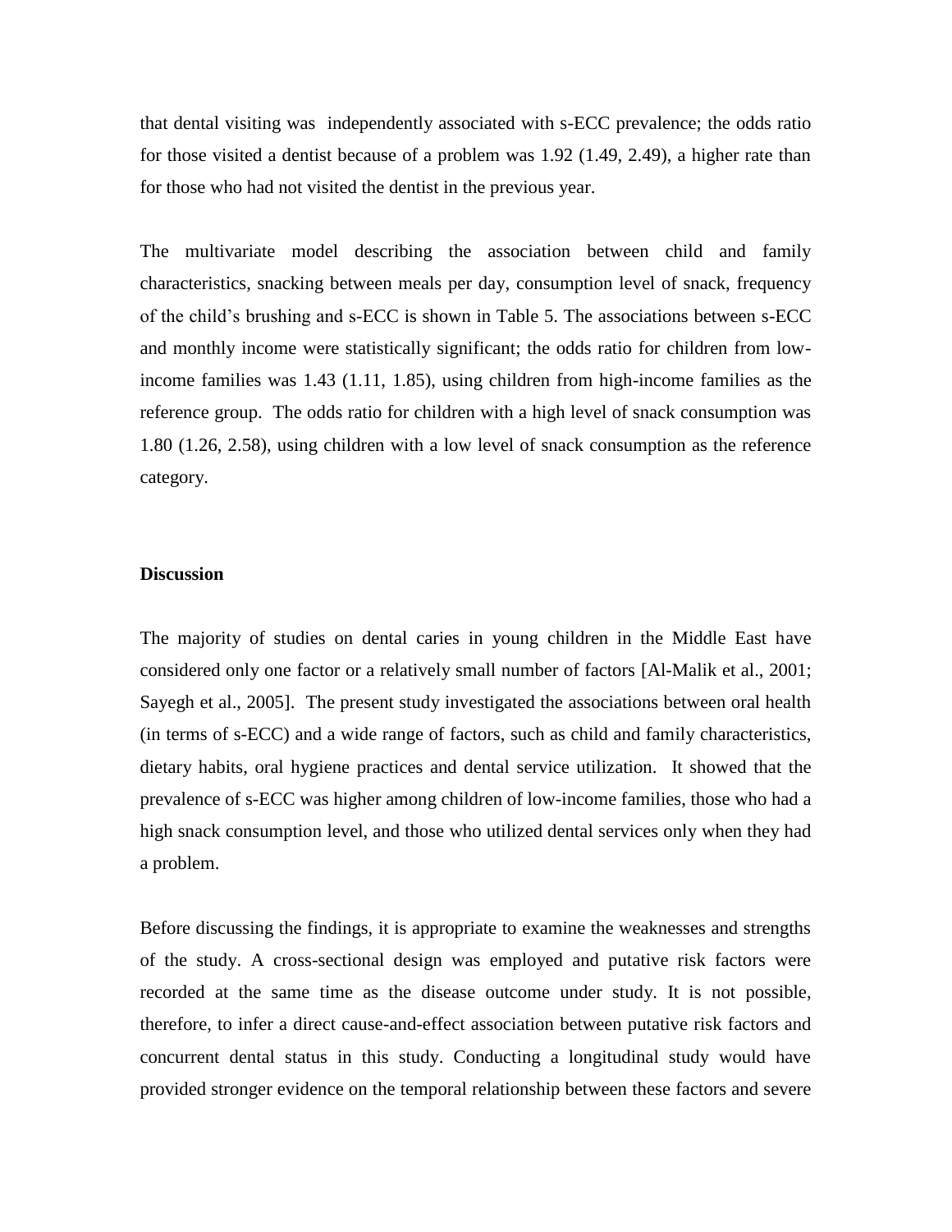that dental visiting was independently associated with s-ECC prevalence; the odds ratio for those visited a dentist because of a problem was 1.92 (1.49, 2.49), a higher rate than for those who had not visited the dentist in the previous year.

The multivariate model describing the association between child and family characteristics, snacking between meals per day, consumption level of snack, frequency of the child's brushing and s-ECC is shown in Table 5. The associations between s-ECC and monthly income were statistically significant; the odds ratio for children from low-income families was 1.43 (1.11, 1.85), using children from high-income families as the reference group. The odds ratio for children with a high level of snack consumption was 1.80 (1.26, 2.58), using children with a low level of snack consumption as the reference category.

## Discussion

The majority of studies on dental caries in young children in the Middle East have considered only one factor or a relatively small number of factors [Al-Malik et al., 2001; Sayegh et al., 2005]. The present study investigated the associations between oral health (in terms of s-ECC) and a wide range of factors, such as child and family characteristics, dietary habits, oral hygiene practices and dental service utilization. It showed that the prevalence of s-ECC was higher among children of low-income families, those who had a high snack consumption level, and those who utilized dental services only when they had a problem.

Before discussing the findings, it is appropriate to examine the weaknesses and strengths of the study. A cross-sectional design was employed and putative risk factors were recorded at the same time as the disease outcome under study. It is not possible, therefore, to infer a direct cause-and-effect association between putative risk factors and concurrent dental status in this study. Conducting a longitudinal study would have provided stronger evidence on the temporal relationship between these factors and severe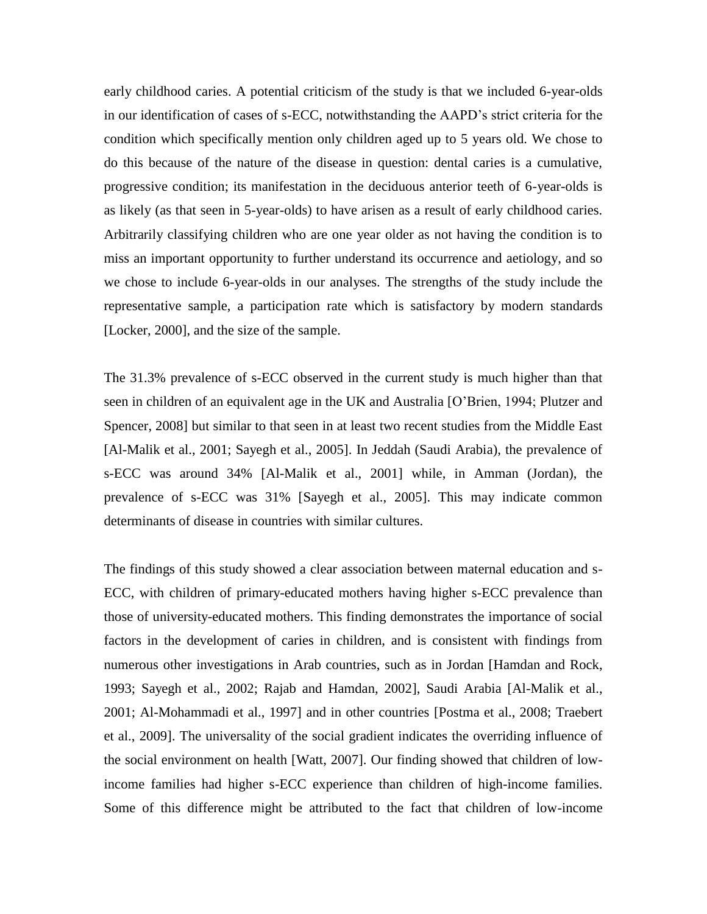early childhood caries. A potential criticism of the study is that we included 6-year-olds in our identification of cases of s-ECC, notwithstanding the AAPD's strict criteria for the condition which specifically mention only children aged up to 5 years old. We chose to do this because of the nature of the disease in question: dental caries is a cumulative, progressive condition; its manifestation in the deciduous anterior teeth of 6-year-olds is as likely (as that seen in 5-year-olds) to have arisen as a result of early childhood caries. Arbitrarily classifying children who are one year older as not having the condition is to miss an important opportunity to further understand its occurrence and aetiology, and so we chose to include 6-year-olds in our analyses. The strengths of the study include the representative sample, a participation rate which is satisfactory by modern standards [Locker, 2000], and the size of the sample.

The 31.3% prevalence of s-ECC observed in the current study is much higher than that seen in children of an equivalent age in the UK and Australia [O'Brien, 1994; Plutzer and Spencer, 2008] but similar to that seen in at least two recent studies from the Middle East [Al-Malik et al., 2001; Sayegh et al., 2005]. In Jeddah (Saudi Arabia), the prevalence of s-ECC was around 34% [Al-Malik et al., 2001] while, in Amman (Jordan), the prevalence of s-ECC was 31% [Sayegh et al., 2005]. This may indicate common determinants of disease in countries with similar cultures.

The findings of this study showed a clear association between maternal education and s-ECC, with children of primary-educated mothers having higher s-ECC prevalence than those of university-educated mothers. This finding demonstrates the importance of social factors in the development of caries in children, and is consistent with findings from numerous other investigations in Arab countries, such as in Jordan [Hamdan and Rock, 1993; Sayegh et al., 2002; Rajab and Hamdan, 2002], Saudi Arabia [Al-Malik et al., 2001; Al-Mohammadi et al., 1997] and in other countries [Postma et al., 2008; Traebert et al., 2009]. The universality of the social gradient indicates the overriding influence of the social environment on health [Watt, 2007]. Our finding showed that children of low-income families had higher s-ECC experience than children of high-income families. Some of this difference might be attributed to the fact that children of low-income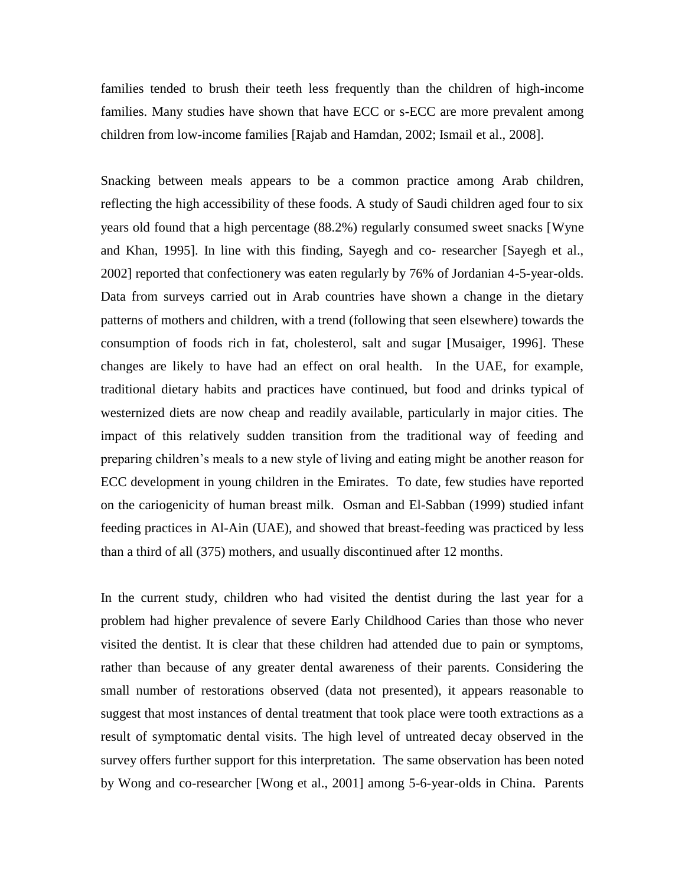families tended to brush their teeth less frequently than the children of high-income families. Many studies have shown that have ECC or s-ECC are more prevalent among children from low-income families [Rajab and Hamdan, 2002; Ismail et al., 2008].

Snacking between meals appears to be a common practice among Arab children, reflecting the high accessibility of these foods. A study of Saudi children aged four to six years old found that a high percentage (88.2%) regularly consumed sweet snacks [Wyne and Khan, 1995]. In line with this finding, Sayegh and co- researcher [Sayegh et al., 2002] reported that confectionery was eaten regularly by 76% of Jordanian 4-5-year-olds. Data from surveys carried out in Arab countries have shown a change in the dietary patterns of mothers and children, with a trend (following that seen elsewhere) towards the consumption of foods rich in fat, cholesterol, salt and sugar [Musaiger, 1996]. These changes are likely to have had an effect on oral health. In the UAE, for example, traditional dietary habits and practices have continued, but food and drinks typical of westernized diets are now cheap and readily available, particularly in major cities. The impact of this relatively sudden transition from the traditional way of feeding and preparing children's meals to a new style of living and eating might be another reason for ECC development in young children in the Emirates. To date, few studies have reported on the cariogenicity of human breast milk. Osman and El-Sabban (1999) studied infant feeding practices in Al-Ain (UAE), and showed that breast-feeding was practiced by less than a third of all (375) mothers, and usually discontinued after 12 months.

In the current study, children who had visited the dentist during the last year for a problem had higher prevalence of severe Early Childhood Caries than those who never visited the dentist. It is clear that these children had attended due to pain or symptoms, rather than because of any greater dental awareness of their parents. Considering the small number of restorations observed (data not presented), it appears reasonable to suggest that most instances of dental treatment that took place were tooth extractions as a result of symptomatic dental visits. The high level of untreated decay observed in the survey offers further support for this interpretation. The same observation has been noted by Wong and co-researcher [Wong et al., 2001] among 5-6-year-olds in China. Parents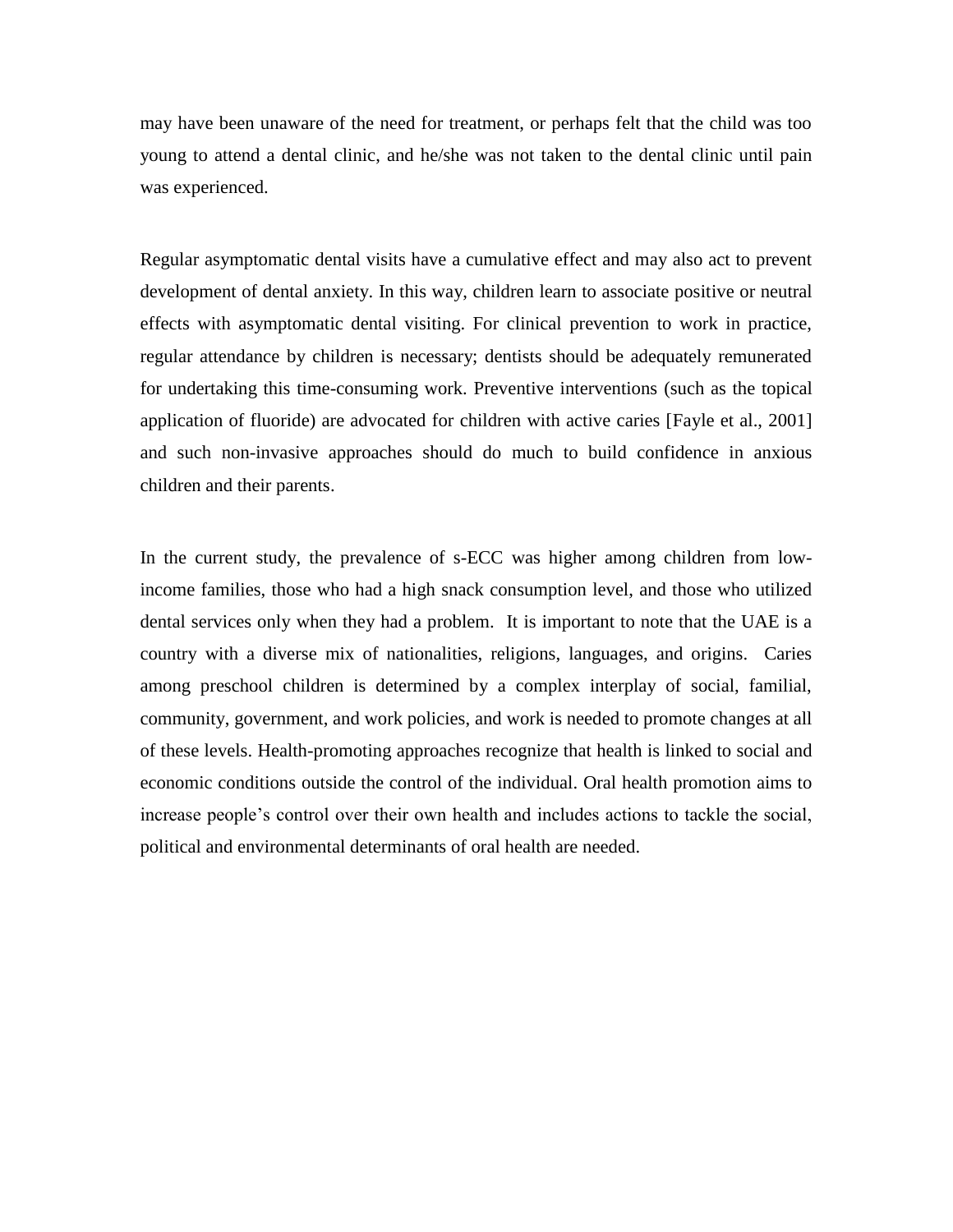may have been unaware of the need for treatment, or perhaps felt that the child was too young to attend a dental clinic, and he/she was not taken to the dental clinic until pain was experienced.

Regular asymptomatic dental visits have a cumulative effect and may also act to prevent development of dental anxiety. In this way, children learn to associate positive or neutral effects with asymptomatic dental visiting. For clinical prevention to work in practice, regular attendance by children is necessary; dentists should be adequately remunerated for undertaking this time-consuming work. Preventive interventions (such as the topical application of fluoride) are advocated for children with active caries [Fayle et al., 2001] and such non-invasive approaches should do much to build confidence in anxious children and their parents.

In the current study, the prevalence of s-ECC was higher among children from low-income families, those who had a high snack consumption level, and those who utilized dental services only when they had a problem. It is important to note that the UAE is a country with a diverse mix of nationalities, religions, languages, and origins. Caries among preschool children is determined by a complex interplay of social, familial, community, government, and work policies, and work is needed to promote changes at all of these levels. Health-promoting approaches recognize that health is linked to social and economic conditions outside the control of the individual. Oral health promotion aims to increase people's control over their own health and includes actions to tackle the social, political and environmental determinants of oral health are needed.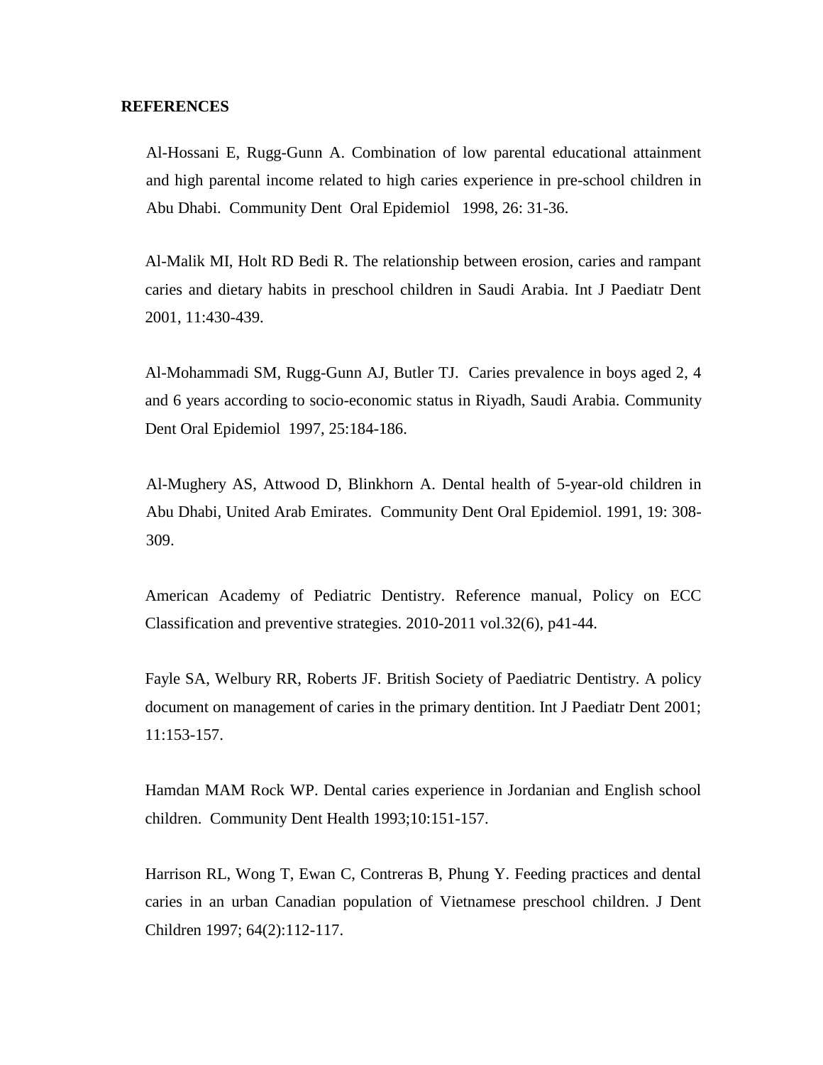**REFERENCES**

Al-Hossani E, Rugg-Gunn A. Combination of low parental educational attainment and high parental income related to high caries experience in pre-school children in Abu Dhabi. Community Dent Oral Epidemiol 1998, 26: 31-36.

Al-Malik MI, Holt RD Bedi R. The relationship between erosion, caries and rampant caries and dietary habits in preschool children in Saudi Arabia. Int J Paediatr Dent 2001, 11:430-439.

Al-Mohammadi SM, Rugg-Gunn AJ, Butler TJ. Caries prevalence in boys aged 2, 4 and 6 years according to socio-economic status in Riyadh, Saudi Arabia. Community Dent Oral Epidemiol 1997, 25:184-186.

Al-Mughery AS, Attwood D, Blinkhorn A. Dental health of 5-year-old children in Abu Dhabi, United Arab Emirates. Community Dent Oral Epidemiol. 1991, 19: 308-309.

American Academy of Pediatric Dentistry. Reference manual, Policy on ECC Classification and preventive strategies. 2010-2011 vol.32(6), p41-44.

Fayle SA, Welbury RR, Roberts JF. British Society of Paediatric Dentistry. A policy document on management of caries in the primary dentition. Int J Paediatr Dent 2001; 11:153-157.

Hamdan MAM Rock WP. Dental caries experience in Jordanian and English school children. Community Dent Health 1993;10:151-157.

Harrison RL, Wong T, Ewan C, Contreras B, Phung Y. Feeding practices and dental caries in an urban Canadian population of Vietnamese preschool children. J Dent Children 1997; 64(2):112-117.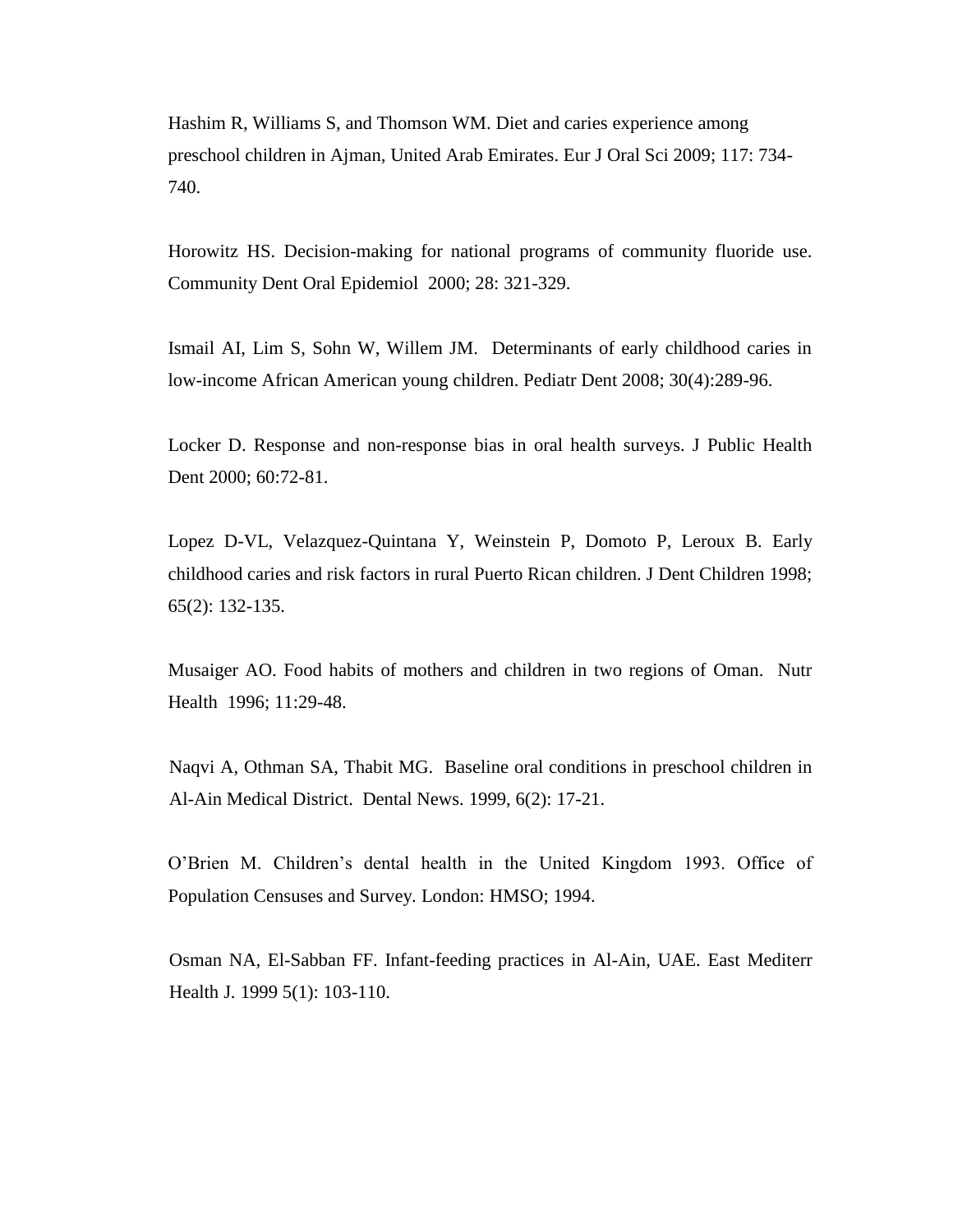Hashim R, Williams S, and Thomson WM. Diet and caries experience among preschool children in Ajman, United Arab Emirates. Eur J Oral Sci 2009; 117: 734-740.

Horowitz HS. Decision-making for national programs of community fluoride use. Community Dent Oral Epidemiol 2000; 28: 321-329.

Ismail AI, Lim S, Sohn W, Willem JM. Determinants of early childhood caries in low-income African American young children. Pediatr Dent 2008; 30(4):289-96.

Locker D. Response and non-response bias in oral health surveys. J Public Health Dent 2000; 60:72-81.

Lopez D-VL, Velazquez-Quintana Y, Weinstein P, Domoto P, Leroux B. Early childhood caries and risk factors in rural Puerto Rican children. J Dent Children 1998; 65(2): 132-135.

Musaiger AO. Food habits of mothers and children in two regions of Oman. Nutr Health 1996; 11:29-48.

Naqvi A, Othman SA, Thabit MG. Baseline oral conditions in preschool children in Al-Ain Medical District. Dental News. 1999, 6(2): 17-21.

O'Brien M. Children's dental health in the United Kingdom 1993. Office of Population Censuses and Survey. London: HMSO; 1994.

Osman NA, El-Sabban FF. Infant-feeding practices in Al-Ain, UAE. East Mediterr Health J. 1999 5(1): 103-110.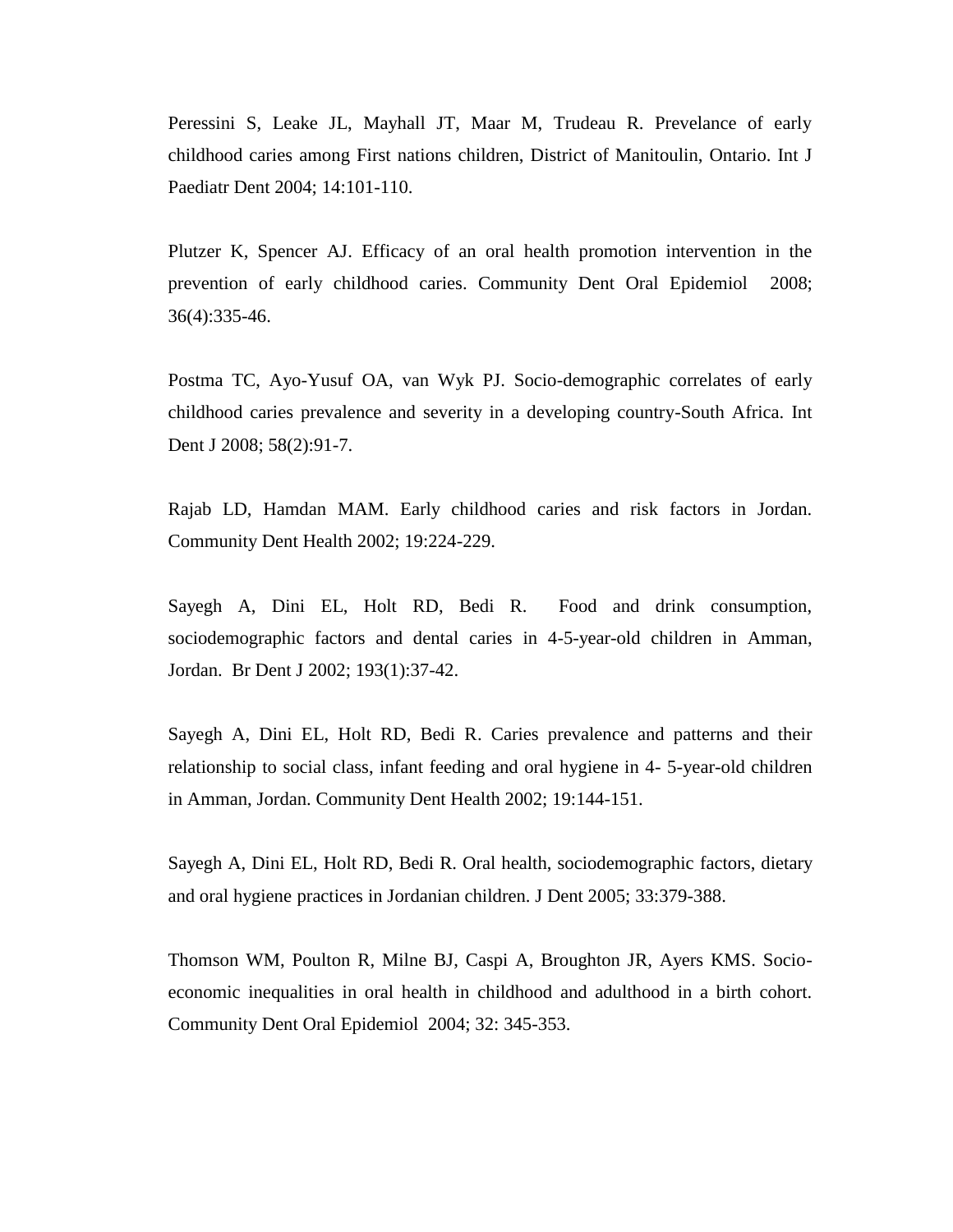Peressini S, Leake JL, Mayhall JT, Maar M, Trudeau R. Prevelance of early childhood caries among First nations children, District of Manitoulin, Ontario. Int J Paediatr Dent 2004; 14:101-110.

Plutzer K, Spencer AJ. Efficacy of an oral health promotion intervention in the prevention of early childhood caries. Community Dent Oral Epidemiol 2008; 36(4):335-46.

Postma TC, Ayo-Yusuf OA, van Wyk PJ. Socio-demographic correlates of early childhood caries prevalence and severity in a developing country-South Africa. Int Dent J 2008; 58(2):91-7.

Rajab LD, Hamdan MAM. Early childhood caries and risk factors in Jordan. Community Dent Health 2002; 19:224-229.

Sayegh A, Dini EL, Holt RD, Bedi R. Food and drink consumption, sociodemographic factors and dental caries in 4-5-year-old children in Amman, Jordan. Br Dent J 2002; 193(1):37-42.

Sayegh A, Dini EL, Holt RD, Bedi R. Caries prevalence and patterns and their relationship to social class, infant feeding and oral hygiene in 4- 5-year-old children in Amman, Jordan. Community Dent Health 2002; 19:144-151.

Sayegh A, Dini EL, Holt RD, Bedi R. Oral health, sociodemographic factors, dietary and oral hygiene practices in Jordanian children. J Dent 2005; 33:379-388.

Thomson WM, Poulton R, Milne BJ, Caspi A, Broughton JR, Ayers KMS. Socio-economic inequalities in oral health in childhood and adulthood in a birth cohort. Community Dent Oral Epidemiol 2004; 32: 345-353.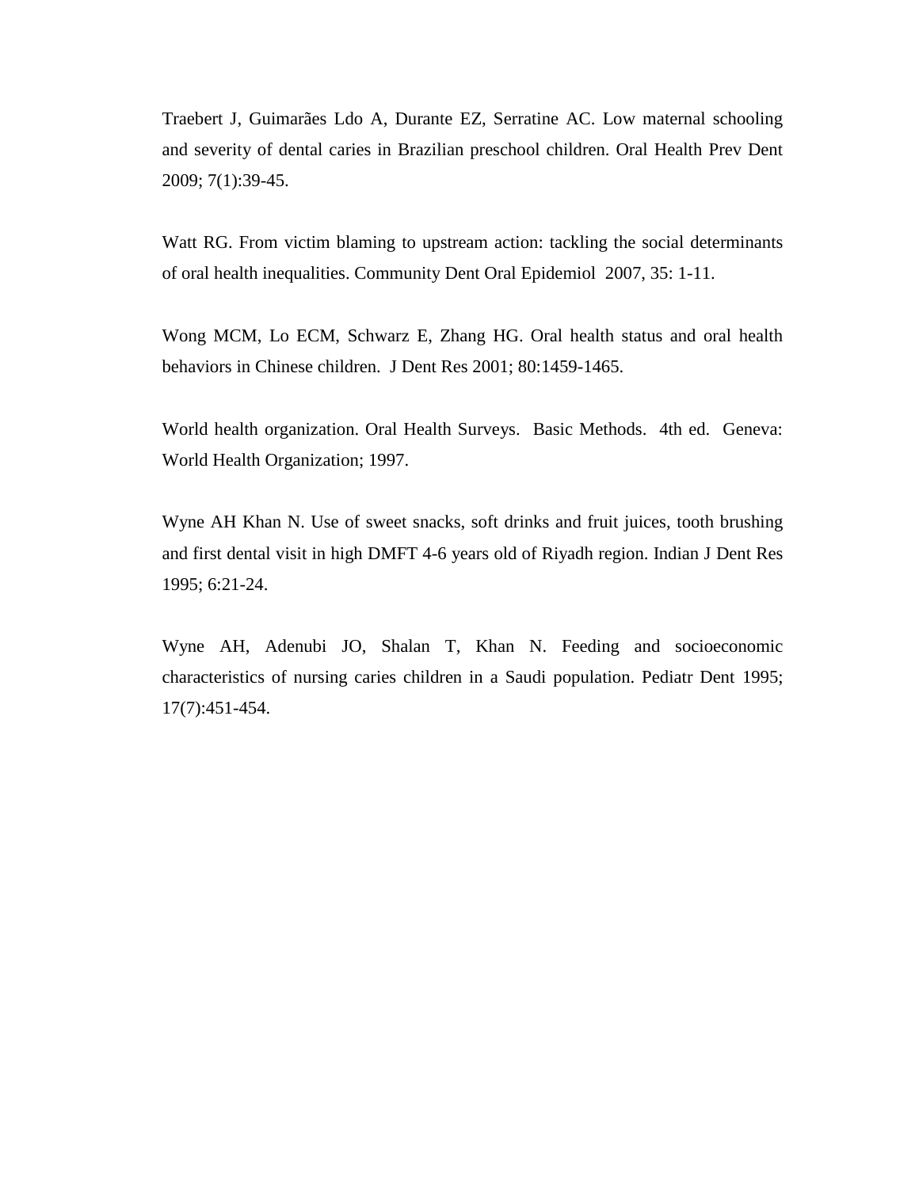Traebert J, Guimarães Ldo A, Durante EZ, Serratine AC. Low maternal schooling and severity of dental caries in Brazilian preschool children. Oral Health Prev Dent 2009; 7(1):39-45.

Watt RG. From victim blaming to upstream action: tackling the social determinants of oral health inequalities. Community Dent Oral Epidemiol 2007, 35: 1-11.

Wong MCM, Lo ECM, Schwarz E, Zhang HG. Oral health status and oral health behaviors in Chinese children. J Dent Res 2001; 80:1459-1465.

World health organization. Oral Health Surveys. Basic Methods. 4th ed. Geneva: World Health Organization; 1997.

Wyne AH Khan N. Use of sweet snacks, soft drinks and fruit juices, tooth brushing and first dental visit in high DMFT 4-6 years old of Riyadh region. Indian J Dent Res 1995; 6:21-24.

Wyne AH, Adenubi JO, Shalan T, Khan N. Feeding and socioeconomic characteristics of nursing caries children in a Saudi population. Pediatr Dent 1995; 17(7):451-454.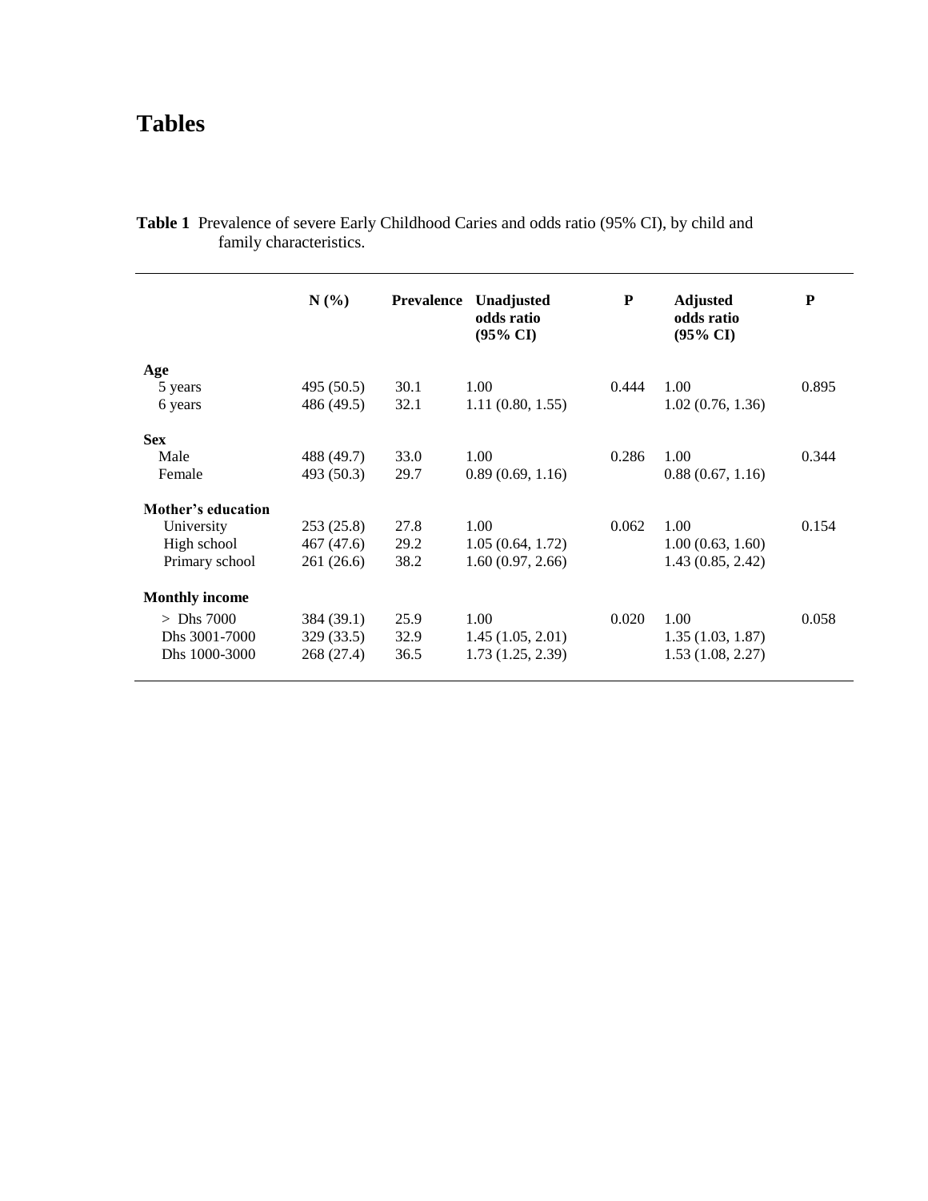# Tables

**Table 1** Prevalence of severe Early Childhood Caries and odds ratio (95% CI), by child and family characteristics.

| | N (%) | Prevalence | Unadjusted odds ratio (95% CI) | P | Adjusted odds ratio (95% CI) | P |
|---|---|---|---|---|---|---|
| **Age** | | | | | | |
| 5 years | 495 (50.5) | 30.1 | 1.00 | 0.444 | 1.00 | 0.895 |
| 6 years | 486 (49.5) | 32.1 | 1.11 (0.80, 1.55) | | 1.02 (0.76, 1.36) | |
| **Sex** | | | | | | |
| Male | 488 (49.7) | 33.0 | 1.00 | 0.286 | 1.00 | 0.344 |
| Female | 493 (50.3) | 29.7 | 0.89 (0.69, 1.16) | | 0.88 (0.67, 1.16) | |
| **Mother's education** | | | | | | |
| University | 253 (25.8) | 27.8 | 1.00 | 0.062 | 1.00 | 0.154 |
| High school | 467 (47.6) | 29.2 | 1.05 (0.64, 1.72) | | 1.00 (0.63, 1.60) | |
| Primary school | 261 (26.6) | 38.2 | 1.60 (0.97, 2.66) | | 1.43 (0.85, 2.42) | |
| **Monthly income** | | | | | | |
| > Dhs 7000 | 384 (39.1) | 25.9 | 1.00 | 0.020 | 1.00 | 0.058 |
| Dhs 3001-7000 | 329 (33.5) | 32.9 | 1.45 (1.05, 2.01) | | 1.35 (1.03, 1.87) | |
| Dhs 1000-3000 | 268 (27.4) | 36.5 | 1.73 (1.25, 2.39) | | 1.53 (1.08, 2.27) | |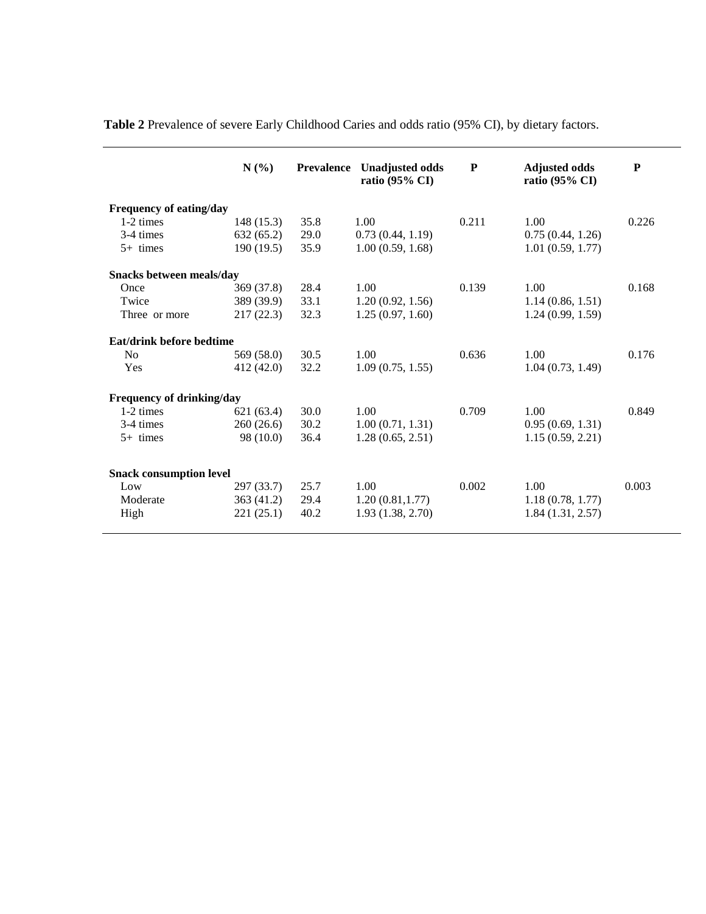**Table 2** Prevalence of severe Early Childhood Caries and odds ratio (95% CI), by dietary factors.

| | N (%) | Prevalence | Unadjusted odds ratio (95% CI) | P | Adjusted odds ratio (95% CI) | P |
|---|---|---|---|---|---|---|
| **Frequency of eating/day** | | | | | | |
| 1-2 times | 148 (15.3) | 35.8 | 1.00 | 0.211 | 1.00 | 0.226 |
| 3-4 times | 632 (65.2) | 29.0 | 0.73 (0.44, 1.19) | | 0.75 (0.44, 1.26) | |
| 5+ times | 190 (19.5) | 35.9 | 1.00 (0.59, 1.68) | | 1.01 (0.59, 1.77) | |
| **Snacks between meals/day** | | | | | | |
| Once | 369 (37.8) | 28.4 | 1.00 | 0.139 | 1.00 | 0.168 |
| Twice | 389 (39.9) | 33.1 | 1.20 (0.92, 1.56) | | 1.14 (0.86, 1.51) | |
| Three or more | 217 (22.3) | 32.3 | 1.25 (0.97, 1.60) | | 1.24 (0.99, 1.59) | |
| **Eat/drink before bedtime** | | | | | | |
| No | 569 (58.0) | 30.5 | 1.00 | 0.636 | 1.00 | 0.176 |
| Yes | 412 (42.0) | 32.2 | 1.09 (0.75, 1.55) | | 1.04 (0.73, 1.49) | |
| **Frequency of drinking/day** | | | | | | |
| 1-2 times | 621 (63.4) | 30.0 | 1.00 | 0.709 | 1.00 | 0.849 |
| 3-4 times | 260 (26.6) | 30.2 | 1.00 (0.71, 1.31) | | 0.95 (0.69, 1.31) | |
| 5+ times | 98 (10.0) | 36.4 | 1.28 (0.65, 2.51) | | 1.15 (0.59, 2.21) | |
| **Snack consumption level** | | | | | | |
| Low | 297 (33.7) | 25.7 | 1.00 | 0.002 | 1.00 | 0.003 |
| Moderate | 363 (41.2) | 29.4 | 1.20 (0.81,1.77) | | 1.18 (0.78, 1.77) | |
| High | 221 (25.1) | 40.2 | 1.93 (1.38, 2.70) | | 1.84 (1.31, 2.57) | |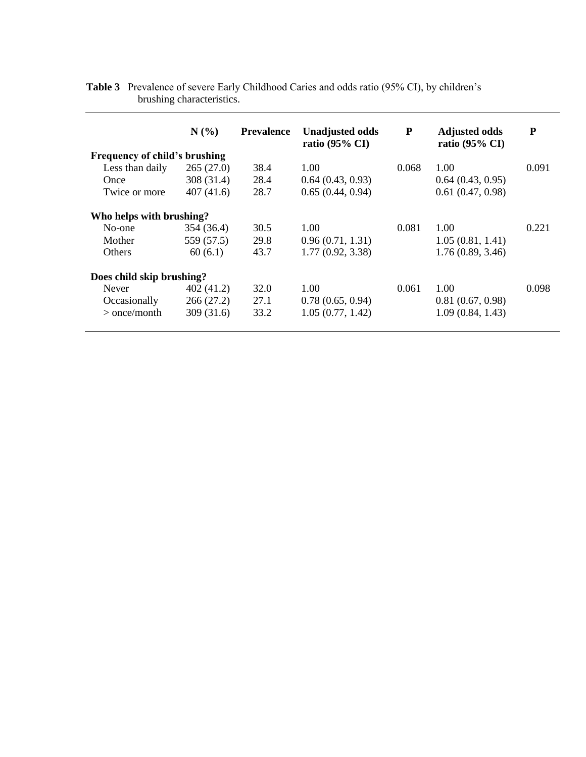**Table 3** Prevalence of severe Early Childhood Caries and odds ratio (95% CI), by children's brushing characteristics.

| | N (%) | Prevalence | Unadjusted odds ratio (95% CI) | P | Adjusted odds ratio (95% CI) | P |
|---|---|---|---|---|---|---|
| **Frequency of child's brushing** | | | | | | |
| Less than daily | 265 (27.0) | 38.4 | 1.00 | 0.068 | 1.00 | 0.091 |
| Once | 308 (31.4) | 28.4 | 0.64 (0.43, 0.93) | | 0.64 (0.43, 0.95) | |
| Twice or more | 407 (41.6) | 28.7 | 0.65 (0.44, 0.94) | | 0.61 (0.47, 0.98) | |
| **Who helps with brushing?** | | | | | | |
| No-one | 354 (36.4) | 30.5 | 1.00 | 0.081 | 1.00 | 0.221 |
| Mother | 559 (57.5) | 29.8 | 0.96 (0.71, 1.31) | | 1.05 (0.81, 1.41) | |
| Others | 60 (6.1) | 43.7 | 1.77 (0.92, 3.38) | | 1.76 (0.89, 3.46) | |
| **Does child skip brushing?** | | | | | | |
| Never | 402 (41.2) | 32.0 | 1.00 | 0.061 | 1.00 | 0.098 |
| Occasionally | 266 (27.2) | 27.1 | 0.78 (0.65, 0.94) | | 0.81 (0.67, 0.98) | |
| > once/month | 309 (31.6) | 33.2 | 1.05 (0.77, 1.42) | | 1.09 (0.84, 1.43) | |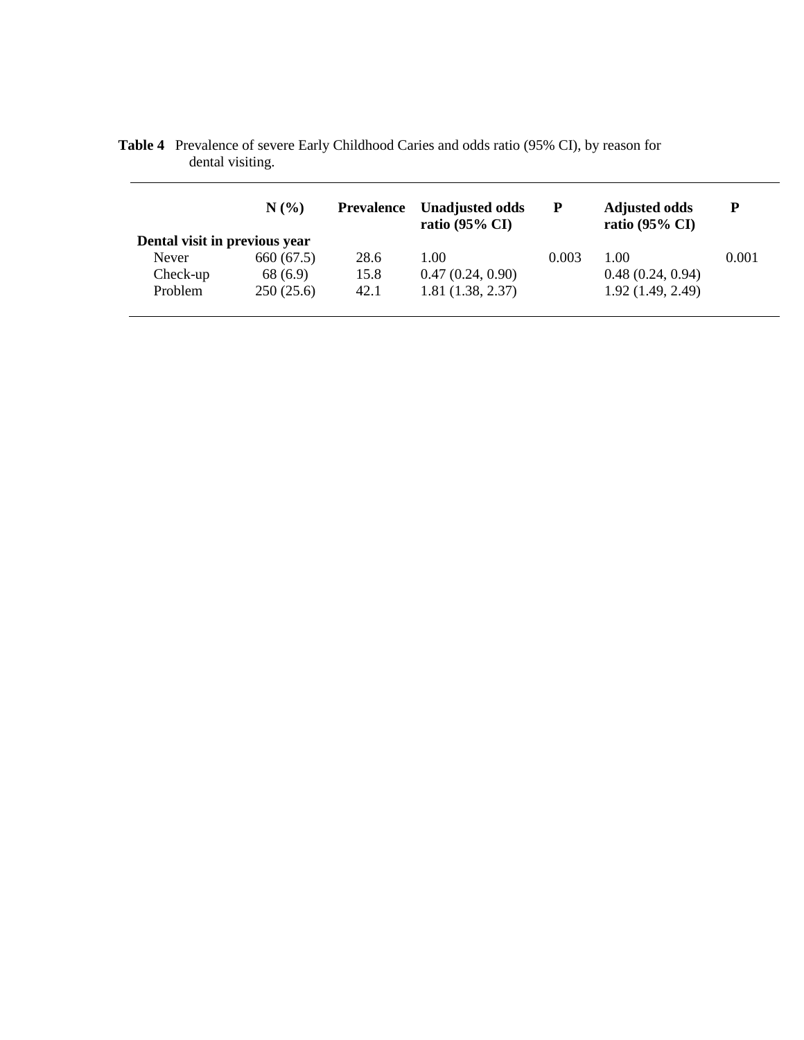**Table 4** Prevalence of severe Early Childhood Caries and odds ratio (95% CI), by reason for dental visiting.

| | N (%) | Prevalence | Unadjusted odds ratio (95% CI) | P | Adjusted odds ratio (95% CI) | P |
|---|---|---|---|---|---|---|
| **Dental visit in previous year** | | | | | | |
| Never | 660 (67.5) | 28.6 | 1.00 | 0.003 | 1.00 | 0.001 |
| Check-up | 68 (6.9) | 15.8 | 0.47 (0.24, 0.90) | | 0.48 (0.24, 0.94) | |
| Problem | 250 (25.6) | 42.1 | 1.81 (1.38, 2.37) | | 1.92 (1.49, 2.49) | |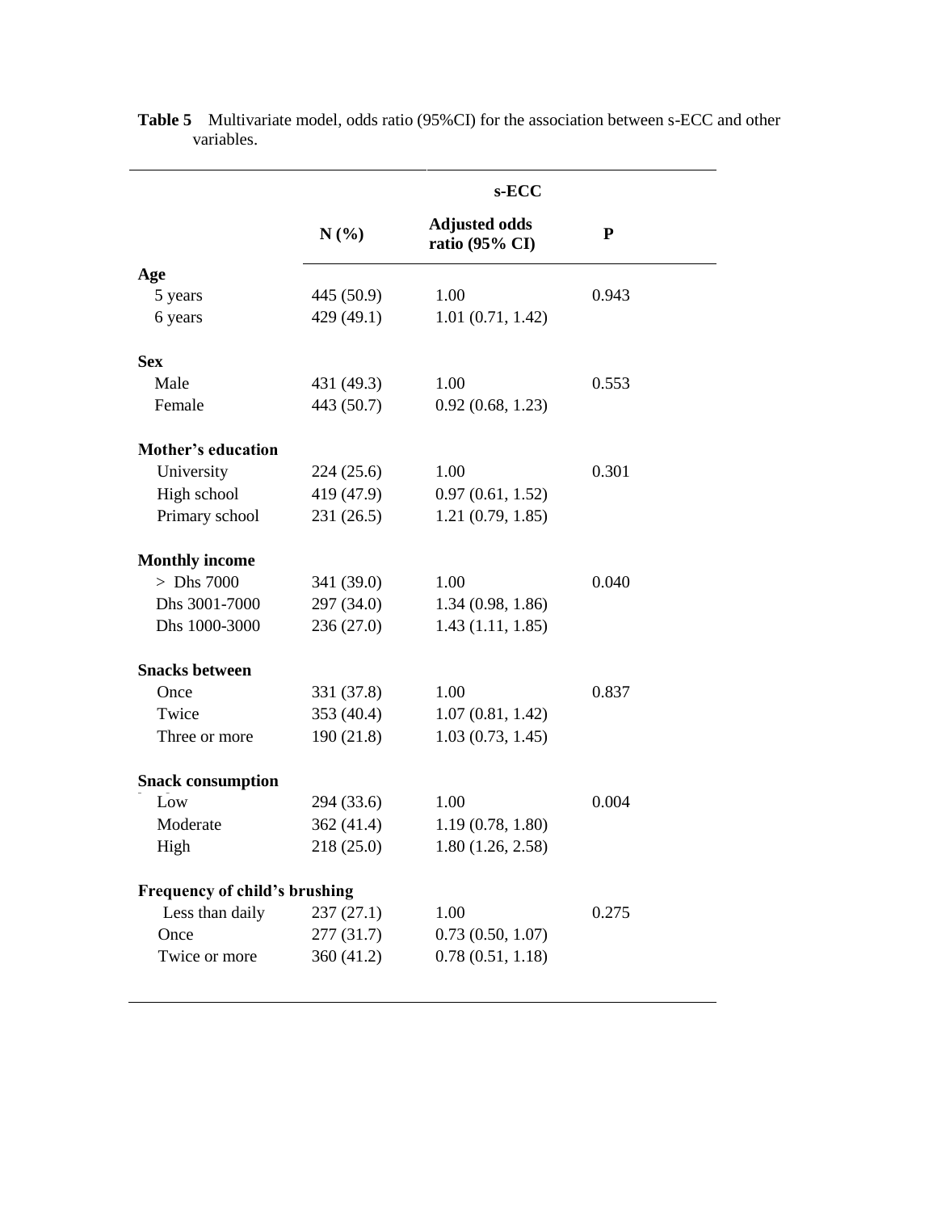**Table 5** Multivariate model, odds ratio (95%CI) for the association between s-ECC and other variables.

| | | s-ECC | |
|---|---|---|---|
| | N (%) | Adjusted odds ratio (95% CI) | P |
| **Age** | | | |
| 5 years | 445 (50.9) | 1.00 | 0.943 |
| 6 years | 429 (49.1) | 1.01 (0.71, 1.42) | |
| **Sex** | | | |
| Male | 431 (49.3) | 1.00 | 0.553 |
| Female | 443 (50.7) | 0.92 (0.68, 1.23) | |
| **Mother's education** | | | |
| University | 224 (25.6) | 1.00 | 0.301 |
| High school | 419 (47.9) | 0.97 (0.61, 1.52) | |
| Primary school | 231 (26.5) | 1.21 (0.79, 1.85) | |
| **Monthly income** | | | |
| > Dhs 7000 | 341 (39.0) | 1.00 | 0.040 |
| Dhs 3001-7000 | 297 (34.0) | 1.34 (0.98, 1.86) | |
| Dhs 1000-3000 | 236 (27.0) | 1.43 (1.11, 1.85) | |
| **Snacks between** | | | |
| Once | 331 (37.8) | 1.00 | 0.837 |
| Twice | 353 (40.4) | 1.07 (0.81, 1.42) | |
| Three or more | 190 (21.8) | 1.03 (0.73, 1.45) | |
| **Snack consumption** | | | |
| Low | 294 (33.6) | 1.00 | 0.004 |
| Moderate | 362 (41.4) | 1.19 (0.78, 1.80) | |
| High | 218 (25.0) | 1.80 (1.26, 2.58) | |
| **Frequency of child's brushing** | | | |
| Less than daily | 237 (27.1) | 1.00 | 0.275 |
| Once | 277 (31.7) | 0.73 (0.50, 1.07) | |
| Twice or more | 360 (41.2) | 0.78 (0.51, 1.18) | |